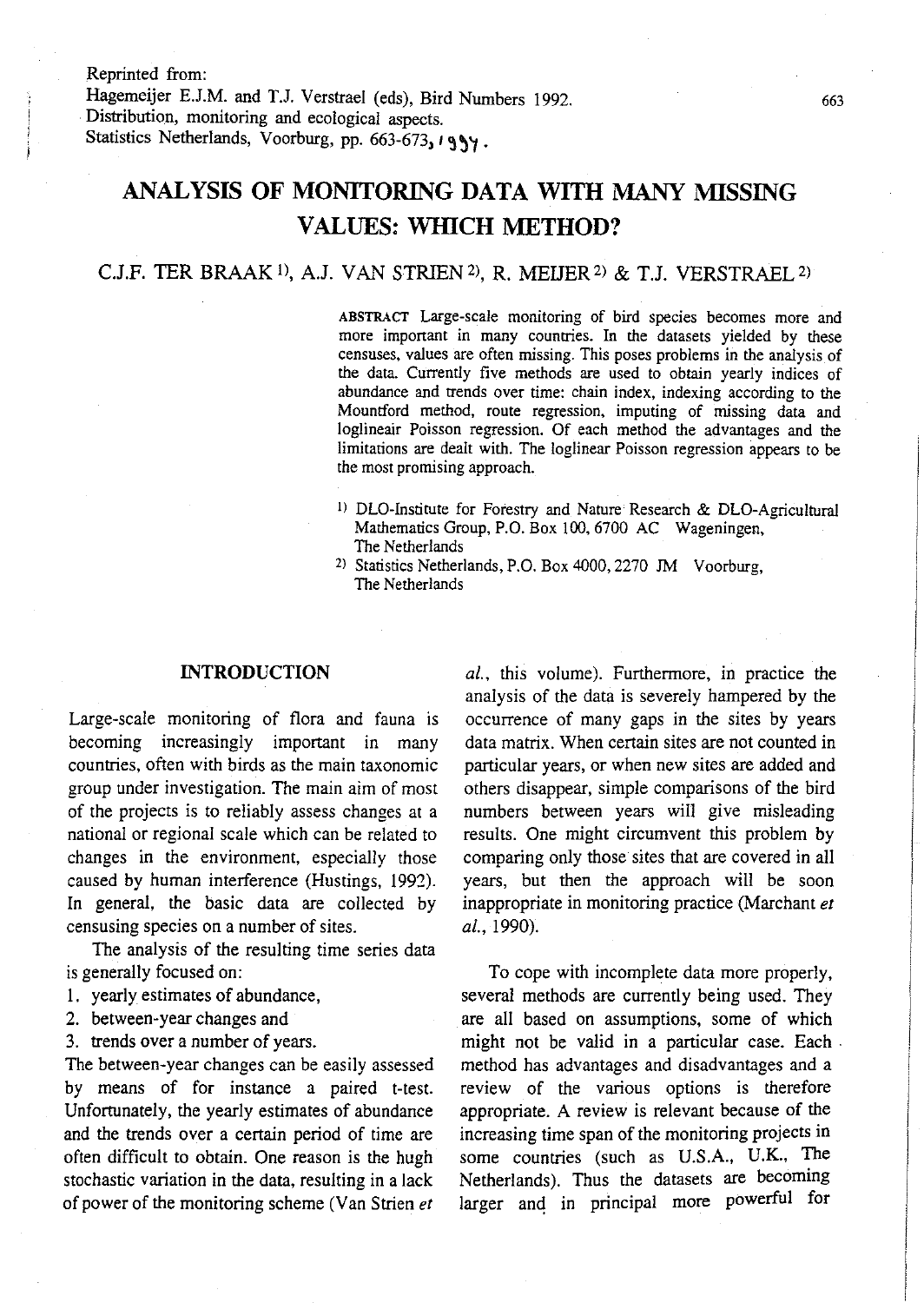Reprinted from:
Hagemeijer E.J.M. and T.J. Verstrael (eds), Bird Numbers 1992.
Distribution, monitoring and ecological aspects.
Statistics Netherlands, Voorburg, pp. 663-673, 1994.

# ANALYSIS OF MONITORING DATA WITH MANY MISSING VALUES: WHICH METHOD?

C.J.F. TER BRAAK [1], A.J. VAN STRIEN [2], R. MEIJER [2] & T.J. VERSTRAEL [2]

**ABSTRACT** Large-scale monitoring of bird species becomes more and more important in many countries. In the datasets yielded by these censuses, values are often missing. This poses problems in the analysis of the data. Currently five methods are used to obtain yearly indices of abundance and trends over time: chain index, indexing according to the Mountford method, route regression, imputing of missing data and loglineair Poisson regression. Of each method the advantages and the limitations are dealt with. The loglinear Poisson regression appears to be the most promising approach.

[1] DLO-Institute for Forestry and Nature Research & DLO-Agricultural Mathematics Group, P.O. Box 100, 6700 AC Wageningen, The Netherlands

[2] Statistics Netherlands, P.O. Box 4000, 2270 JM Voorburg, The Netherlands

## INTRODUCTION

Large-scale monitoring of flora and fauna is becoming increasingly important in many countries, often with birds as the main taxonomic group under investigation. The main aim of most of the projects is to reliably assess changes at a national or regional scale which can be related to changes in the environment, especially those caused by human interference (Hustings, 1992). In general, the basic data are collected by censusing species on a number of sites.

The analysis of the resulting time series data is generally focused on:

1. yearly estimates of abundance,
2. between-year changes and
3. trends over a number of years.

The between-year changes can be easily assessed by means of for instance a paired t-test. Unfortunately, the yearly estimates of abundance and the trends over a certain period of time are often difficult to obtain. One reason is the hugh stochastic variation in the data, resulting in a lack of power of the monitoring scheme (Van Strien *et al.*, this volume). Furthermore, in practice the analysis of the data is severely hampered by the occurrence of many gaps in the sites by years data matrix. When certain sites are not counted in particular years, or when new sites are added and others disappear, simple comparisons of the bird numbers between years will give misleading results. One might circumvent this problem by comparing only those sites that are covered in all years, but then the approach will be soon inappropriate in monitoring practice (Marchant *et al.*, 1990).

To cope with incomplete data more properly, several methods are currently being used. They are all based on assumptions, some of which might not be valid in a particular case. Each method has advantages and disadvantages and a review of the various options is therefore appropriate. A review is relevant because of the increasing time span of the monitoring projects in some countries (such as U.S.A., U.K., The Netherlands). Thus the datasets are becoming larger and in principal more powerful for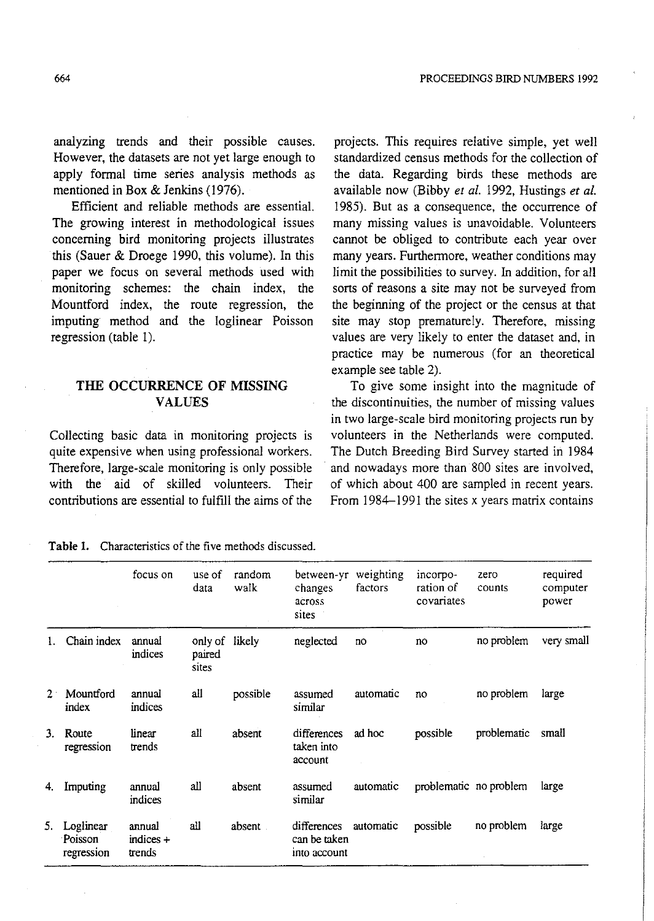analyzing trends and their possible causes. However, the datasets are not yet large enough to apply formal time series analysis methods as mentioned in Box & Jenkins (1976).

Efficient and reliable methods are essential. The growing interest in methodological issues concerning bird monitoring projects illustrates this (Sauer & Droege 1990, this volume). In this paper we focus on several methods used with monitoring schemes: the chain index, the Mountford index, the route regression, the imputing method and the loglinear Poisson regression (table 1).

## THE OCCURRENCE OF MISSING VALUES

Collecting basic data in monitoring projects is quite expensive when using professional workers. Therefore, large-scale monitoring is only possible with the aid of skilled volunteers. Their contributions are essential to fulfill the aims of the projects. This requires relative simple, yet well standardized census methods for the collection of the data. Regarding birds these methods are available now (Bibby *et al.* 1992, Hustings *et al.* 1985). But as a consequence, the occurrence of many missing values is unavoidable. Volunteers cannot be obliged to contribute each year over many years. Furthermore, weather conditions may limit the possibilities to survey. In addition, for all sorts of reasons a site may not be surveyed from the beginning of the project or the census at that site may stop prematurely. Therefore, missing values are very likely to enter the dataset and, in practice may be numerous (for an theoretical example see table 2).

To give some insight into the magnitude of the discontinuities, the number of missing values in two large-scale bird monitoring projects run by volunteers in the Netherlands were computed. The Dutch Breeding Bird Survey started in 1984 and nowadays more than 800 sites are involved, of which about 400 are sampled in recent years. From 1984–1991 the sites x years matrix contains

**Table 1.** Characteristics of the five methods discussed.

| | focus on | use of data | random walk | between-yr changes across sites | weighting factors | incorporation of covariates | zero counts | required computer power |
|---|---|---|---|---|---|---|---|---|
| 1. Chain index | annual indices | only of paired sites | likely | neglected | no | no | no problem | very small |
| 2. Mountford index | annual indices | all | possible | assumed similar | automatic | no | no problem | large |
| 3. Route regression | linear trends | all | absent | differences taken into account | ad hoc | possible | problematic | small |
| 4. Imputing | annual indices | all | absent | assumed similar | automatic | problematic | no problem | large |
| 5. Loglinear Poisson regression | annual indices + trends | all | absent | differences can be taken into account | automatic | possible | no problem | large |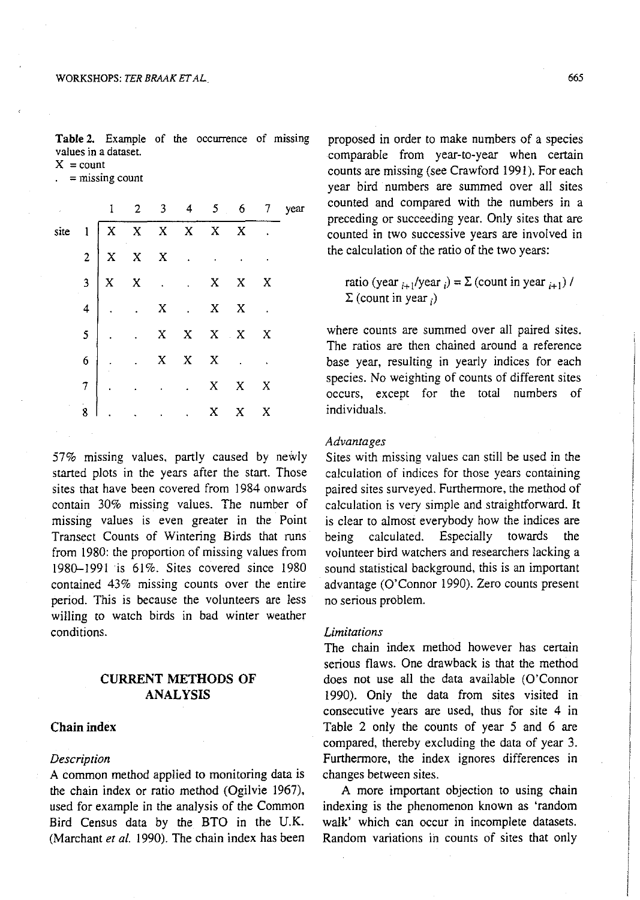**Table 2.** Example of the occurrence of missing values in a dataset.
X = count
. = missing count

| site \ year | 1 | 2 | 3 | 4 | 5 | 6 | 7 |
|---|---|---|---|---|---|---|---|
| 1 | X | X | X | X | X | X | . |
| 2 | X | X | X | . | . | . | . |
| 3 | X | X | . | . | X | X | X |
| 4 | . | . | X | . | X | X | . |
| 5 | . | . | X | X | X | X | X |
| 6 | . | . | X | X | X | . | . |
| 7 | . | . | . | . | X | X | X |
| 8 | . | . | . | . | X | X | X |

57% missing values, partly caused by newly started plots in the years after the start. Those sites that have been covered from 1984 onwards contain 30% missing values. The number of missing values is even greater in the Point Transect Counts of Wintering Birds that runs from 1980: the proportion of missing values from 1980–1991 is 61%. Sites covered since 1980 contained 43% missing counts over the entire period. This is because the volunteers are less willing to watch birds in bad winter weather conditions.

## CURRENT METHODS OF ANALYSIS

### Chain index

#### *Description*

A common method applied to monitoring data is the chain index or ratio method (Ogilvie 1967), used for example in the analysis of the Common Bird Census data by the BTO in the U.K. (Marchant *et al.* 1990). The chain index has been proposed in order to make numbers of a species comparable from year-to-year when certain counts are missing (see Crawford 1991). For each year bird numbers are summed over all sites counted and compared with the numbers in a preceding or succeeding year. Only sites that are counted in two successive years are involved in the calculation of the ratio of the two years:

$$\text{ratio (year}_{i+1}/\text{year}_i) = \Sigma \text{ (count in year}_{i+1}) / \Sigma \text{ (count in year}_i)$$

where counts are summed over all paired sites. The ratios are then chained around a reference base year, resulting in yearly indices for each species. No weighting of counts of different sites occurs, except for the total numbers of individuals.

#### *Advantages*

Sites with missing values can still be used in the calculation of indices for those years containing paired sites surveyed. Furthermore, the method of calculation is very simple and straightforward. It is clear to almost everybody how the indices are being calculated. Especially towards the volunteer bird watchers and researchers lacking a sound statistical background, this is an important advantage (O'Connor 1990). Zero counts present no serious problem.

#### *Limitations*

The chain index method however has certain serious flaws. One drawback is that the method does not use all the data available (O'Connor 1990). Only the data from sites visited in consecutive years are used, thus for site 4 in Table 2 only the counts of year 5 and 6 are compared, thereby excluding the data of year 3. Furthermore, the index ignores differences in changes between sites.

A more important objection to using chain indexing is the phenomenon known as 'random walk' which can occur in incomplete datasets. Random variations in counts of sites that only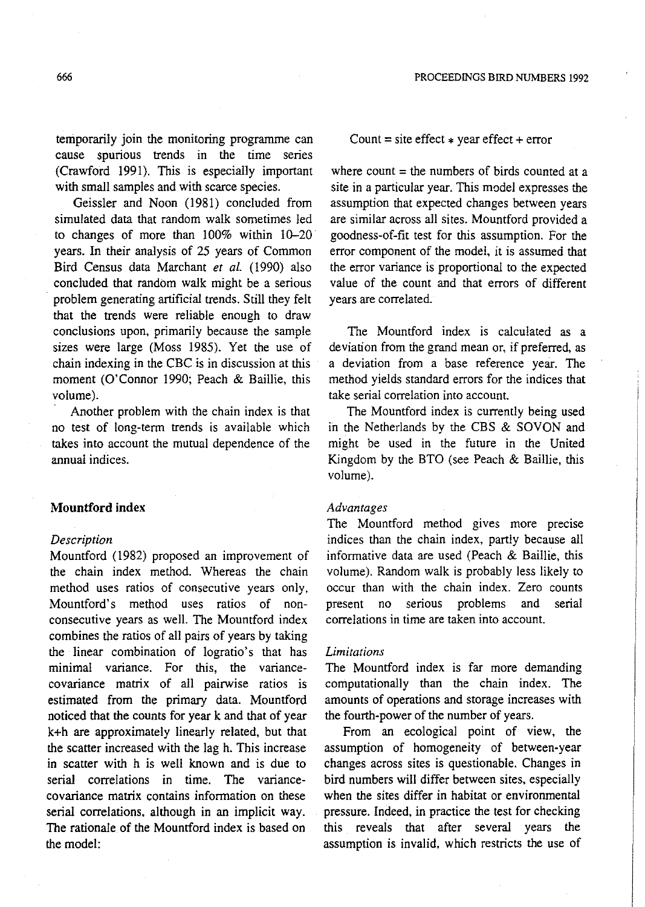temporarily join the monitoring programme can cause spurious trends in the time series (Crawford 1991). This is especially important with small samples and with scarce species.

Geissler and Noon (1981) concluded from simulated data that random walk sometimes led to changes of more than 100% within 10–20 years. In their analysis of 25 years of Common Bird Census data Marchant *et al.* (1990) also concluded that random walk might be a serious problem generating artificial trends. Still they felt that the trends were reliable enough to draw conclusions upon, primarily because the sample sizes were large (Moss 1985). Yet the use of chain indexing in the CBC is in discussion at this moment (O'Connor 1990; Peach & Baillie, this volume).

Another problem with the chain index is that no test of long-term trends is available which takes into account the mutual dependence of the annual indices.

## Mountford index

### *Description*

Mountford (1982) proposed an improvement of the chain index method. Whereas the chain method uses ratios of consecutive years only, Mountford's method uses ratios of non-consecutive years as well. The Mountford index combines the ratios of all pairs of years by taking the linear combination of logratio's that has minimal variance. For this, the variance-covariance matrix of all pairwise ratios is estimated from the primary data. Mountford noticed that the counts for year k and that of year k+h are approximately linearly related, but that the scatter increased with the lag h. This increase in scatter with h is well known and is due to serial correlations in time. The variance-covariance matrix contains information on these serial correlations, although in an implicit way. The rationale of the Mountford index is based on the model:

$$\text{Count} = \text{site effect} * \text{year effect} + \text{error}$$

where count = the numbers of birds counted at a site in a particular year. This model expresses the assumption that expected changes between years are similar across all sites. Mountford provided a goodness-of-fit test for this assumption. For the error component of the model, it is assumed that the error variance is proportional to the expected value of the count and that errors of different years are correlated.

The Mountford index is calculated as a deviation from the grand mean or, if preferred, as a deviation from a base reference year. The method yields standard errors for the indices that take serial correlation into account.

The Mountford index is currently being used in the Netherlands by the CBS & SOVON and might be used in the future in the United Kingdom by the BTO (see Peach & Baillie, this volume).

### *Advantages*

The Mountford method gives more precise indices than the chain index, partly because all informative data are used (Peach & Baillie, this volume). Random walk is probably less likely to occur than with the chain index. Zero counts present no serious problems and serial correlations in time are taken into account.

### *Limitations*

The Mountford index is far more demanding computationally than the chain index. The amounts of operations and storage increases with the fourth-power of the number of years.

From an ecological point of view, the assumption of homogeneity of between-year changes across sites is questionable. Changes in bird numbers will differ between sites, especially when the sites differ in habitat or environmental pressure. Indeed, in practice the test for checking this reveals that after several years the assumption is invalid, which restricts the use of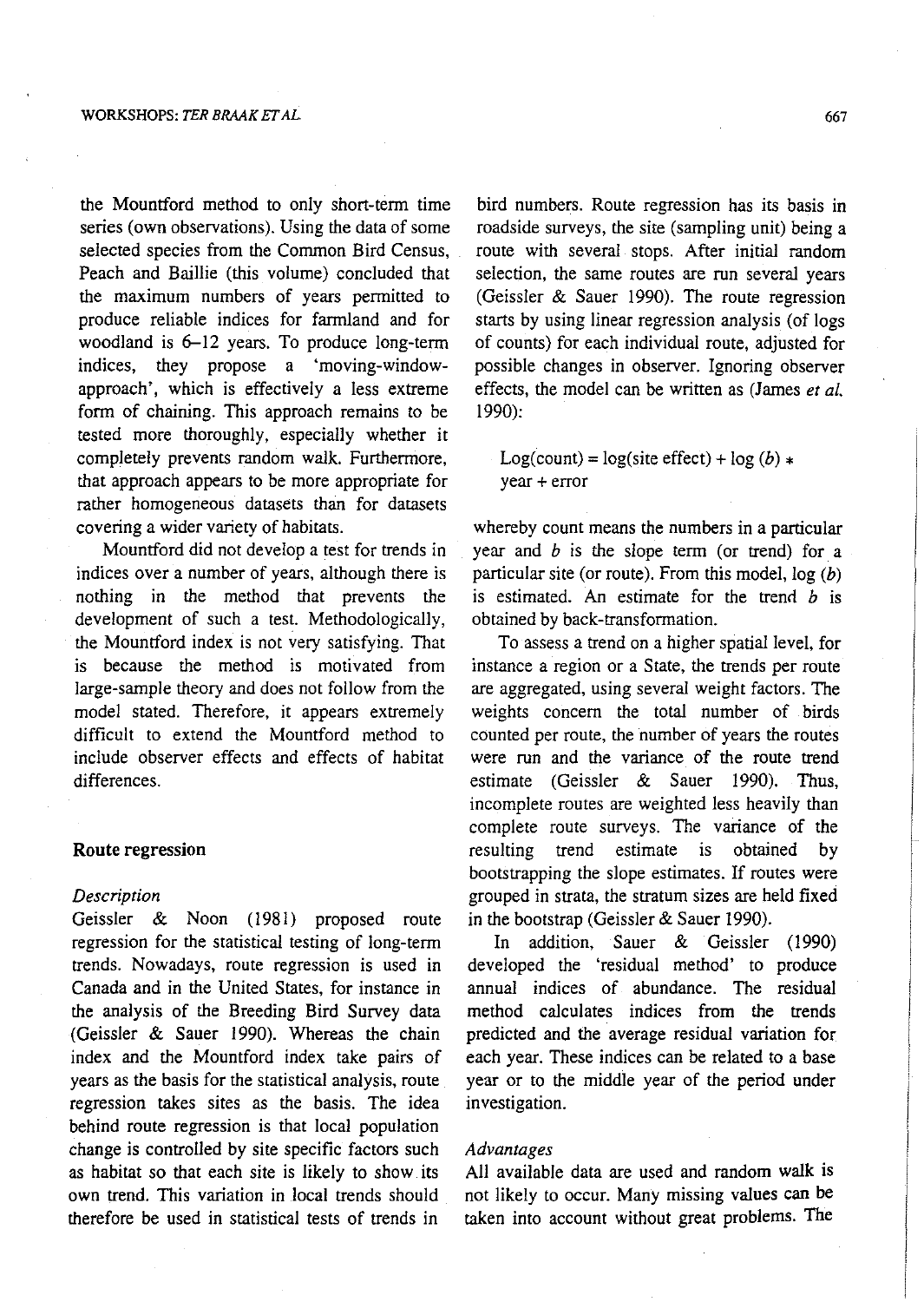the Mountford method to only short-term time series (own observations). Using the data of some selected species from the Common Bird Census, Peach and Baillie (this volume) concluded that the maximum numbers of years permitted to produce reliable indices for farmland and for woodland is 6–12 years. To produce long-term indices, they propose a 'moving-window-approach', which is effectively a less extreme form of chaining. This approach remains to be tested more thoroughly, especially whether it completely prevents random walk. Furthermore, that approach appears to be more appropriate for rather homogeneous datasets than for datasets covering a wider variety of habitats.

Mountford did not develop a test for trends in indices over a number of years, although there is nothing in the method that prevents the development of such a test. Methodologically, the Mountford index is not very satisfying. That is because the method is motivated from large-sample theory and does not follow from the model stated. Therefore, it appears extremely difficult to extend the Mountford method to include observer effects and effects of habitat differences.

## Route regression

### *Description*

Geissler & Noon (1981) proposed route regression for the statistical testing of long-term trends. Nowadays, route regression is used in Canada and in the United States, for instance in the analysis of the Breeding Bird Survey data (Geissler & Sauer 1990). Whereas the chain index and the Mountford index take pairs of years as the basis for the statistical analysis, route regression takes sites as the basis. The idea behind route regression is that local population change is controlled by site specific factors such as habitat so that each site is likely to show its own trend. This variation in local trends should therefore be used in statistical tests of trends in bird numbers. Route regression has its basis in roadside surveys, the site (sampling unit) being a route with several stops. After initial random selection, the same routes are run several years (Geissler & Sauer 1990). The route regression starts by using linear regression analysis (of logs of counts) for each individual route, adjusted for possible changes in observer. Ignoring observer effects, the model can be written as (James *et al.* 1990):

$$\text{Log(count)} = \log(\text{site effect}) + \log(b) * \text{year} + \text{error}$$

whereby count means the numbers in a particular year and $b$ is the slope term (or trend) for a particular site (or route). From this model, $\log(b)$ is estimated. An estimate for the trend $b$ is obtained by back-transformation.

To assess a trend on a higher spatial level, for instance a region or a State, the trends per route are aggregated, using several weight factors. The weights concern the total number of birds counted per route, the number of years the routes were run and the variance of the route trend estimate (Geissler & Sauer 1990). Thus, incomplete routes are weighted less heavily than complete route surveys. The variance of the resulting trend estimate is obtained by bootstrapping the slope estimates. If routes were grouped in strata, the stratum sizes are held fixed in the bootstrap (Geissler & Sauer 1990).

In addition, Sauer & Geissler (1990) developed the 'residual method' to produce annual indices of abundance. The residual method calculates indices from the trends predicted and the average residual variation for each year. These indices can be related to a base year or to the middle year of the period under investigation.

### *Advantages*

All available data are used and random walk is not likely to occur. Many missing values can be taken into account without great problems. The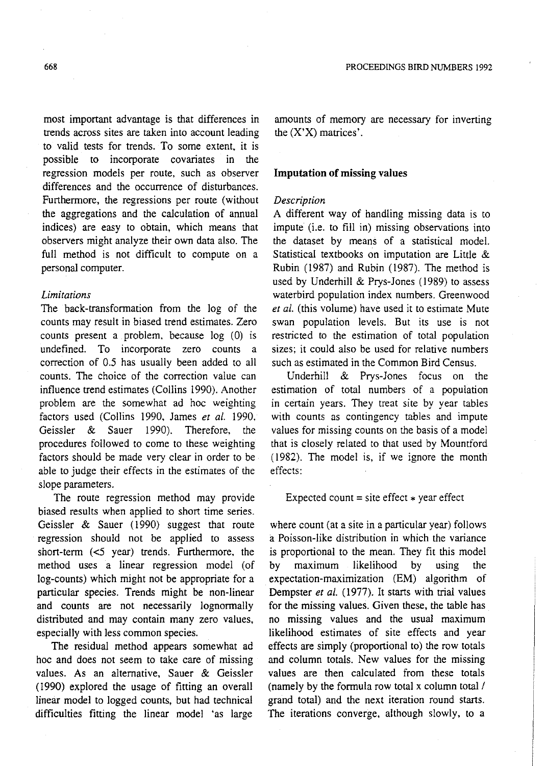most important advantage is that differences in trends across sites are taken into account leading to valid tests for trends. To some extent, it is possible to incorporate covariates in the regression models per route, such as observer differences and the occurrence of disturbances. Furthermore, the regressions per route (without the aggregations and the calculation of annual indices) are easy to obtain, which means that observers might analyze their own data also. The full method is not difficult to compute on a personal computer.

*Limitations*

The back-transformation from the log of the counts may result in biased trend estimates. Zero counts present a problem, because log (0) is undefined. To incorporate zero counts a correction of 0.5 has usually been added to all counts. The choice of the correction value can influence trend estimates (Collins 1990). Another problem are the somewhat ad hoc weighting factors used (Collins 1990, James *et al.* 1990, Geissler & Sauer 1990). Therefore, the procedures followed to come to these weighting factors should be made very clear in order to be able to judge their effects in the estimates of the slope parameters.

The route regression method may provide biased results when applied to short time series. Geissler & Sauer (1990) suggest that route regression should not be applied to assess short-term (<5 year) trends. Furthermore, the method uses a linear regression model (of log-counts) which might not be appropriate for a particular species. Trends might be non-linear and counts are not necessarily lognormally distributed and may contain many zero values, especially with less common species.

The residual method appears somewhat ad hoc and does not seem to take care of missing values. As an alternative, Sauer & Geissler (1990) explored the usage of fitting an overall linear model to logged counts, but had technical difficulties fitting the linear model 'as large amounts of memory are necessary for inverting the (X'X) matrices'.

## Imputation of missing values

*Description*

A different way of handling missing data is to impute (i.e. to fill in) missing observations into the dataset by means of a statistical model. Statistical textbooks on imputation are Little & Rubin (1987) and Rubin (1987). The method is used by Underhill & Prys-Jones (1989) to assess waterbird population index numbers. Greenwood *et al.* (this volume) have used it to estimate Mute swan population levels. But its use is not restricted to the estimation of total population sizes; it could also be used for relative numbers such as estimated in the Common Bird Census.

Underhill & Prys-Jones focus on the estimation of total numbers of a population in certain years. They treat site by year tables with counts as contingency tables and impute values for missing counts on the basis of a model that is closely related to that used by Mountford (1982). The model is, if we ignore the month effects:

$$\text{Expected count} = \text{site effect} * \text{year effect}$$

where count (at a site in a particular year) follows a Poisson-like distribution in which the variance is proportional to the mean. They fit this model by maximum likelihood by using the expectation-maximization (EM) algorithm of Dempster *et al.* (1977). It starts with trial values for the missing values. Given these, the table has no missing values and the usual maximum likelihood estimates of site effects and year effects are simply (proportional to) the row totals and column totals. New values for the missing values are then calculated from these totals (namely by the formula row total x column total / grand total) and the next iteration round starts. The iterations converge, although slowly, to a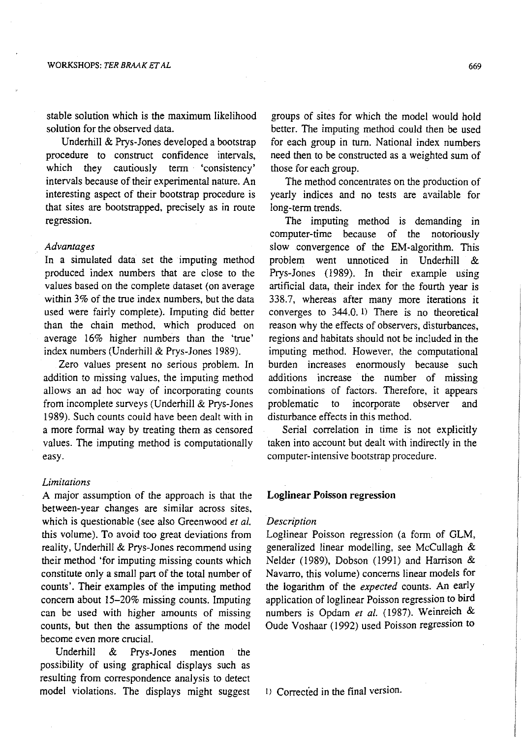stable solution which is the maximum likelihood solution for the observed data.

Underhill & Prys-Jones developed a bootstrap procedure to construct confidence intervals, which they cautiously term 'consistency' intervals because of their experimental nature. An interesting aspect of their bootstrap procedure is that sites are bootstrapped, precisely as in route regression.

### *Advantages*

In a simulated data set the imputing method produced index numbers that are close to the values based on the complete dataset (on average within 3% of the true index numbers, but the data used were fairly complete). Imputing did better than the chain method, which produced on average 16% higher numbers than the 'true' index numbers (Underhill & Prys-Jones 1989).

Zero values present no serious problem. In addition to missing values, the imputing method allows an ad hoc way of incorporating counts from incomplete surveys (Underhill & Prys-Jones 1989). Such counts could have been dealt with in a more formal way by treating them as censored values. The imputing method is computationally easy.

### *Limitations*

A major assumption of the approach is that the between-year changes are similar across sites, which is questionable (see also Greenwood *et al.* this volume). To avoid too great deviations from reality, Underhill & Prys-Jones recommend using their method 'for imputing missing counts which constitute only a small part of the total number of counts'. Their examples of the imputing method concern about 15–20% missing counts. Imputing can be used with higher amounts of missing counts, but then the assumptions of the model become even more crucial.

Underhill & Prys-Jones mention the possibility of using graphical displays such as resulting from correspondence analysis to detect model violations. The displays might suggest groups of sites for which the model would hold better. The imputing method could then be used for each group in turn. National index numbers need then to be constructed as a weighted sum of those for each group.

The method concentrates on the production of yearly indices and no tests are available for long-term trends.

The imputing method is demanding in computer-time because of the notoriously slow convergence of the EM-algorithm. This problem went unnoticed in Underhill & Prys-Jones (1989). In their example using artificial data, their index for the fourth year is 338.7, whereas after many more iterations it converges to 344.0. [1] There is no theoretical reason why the effects of observers, disturbances, regions and habitats should not be included in the imputing method. However, the computational burden increases enormously because such additions increase the number of missing combinations of factors. Therefore, it appears problematic to incorporate observer and disturbance effects in this method.

Serial correlation in time is not explicitly taken into account but dealt with indirectly in the computer-intensive bootstrap procedure.

## Loglinear Poisson regression

### *Description*

Loglinear Poisson regression (a form of GLM, generalized linear modelling, see McCullagh & Nelder (1989), Dobson (1991) and Harrison & Navarro, this volume) concerns linear models for the logarithm of the *expected* counts. An early application of loglinear Poisson regression to bird numbers is Opdam *et al.* (1987). Weinreich & Oude Voshaar (1992) used Poisson regression to

[1] Corrected in the final version.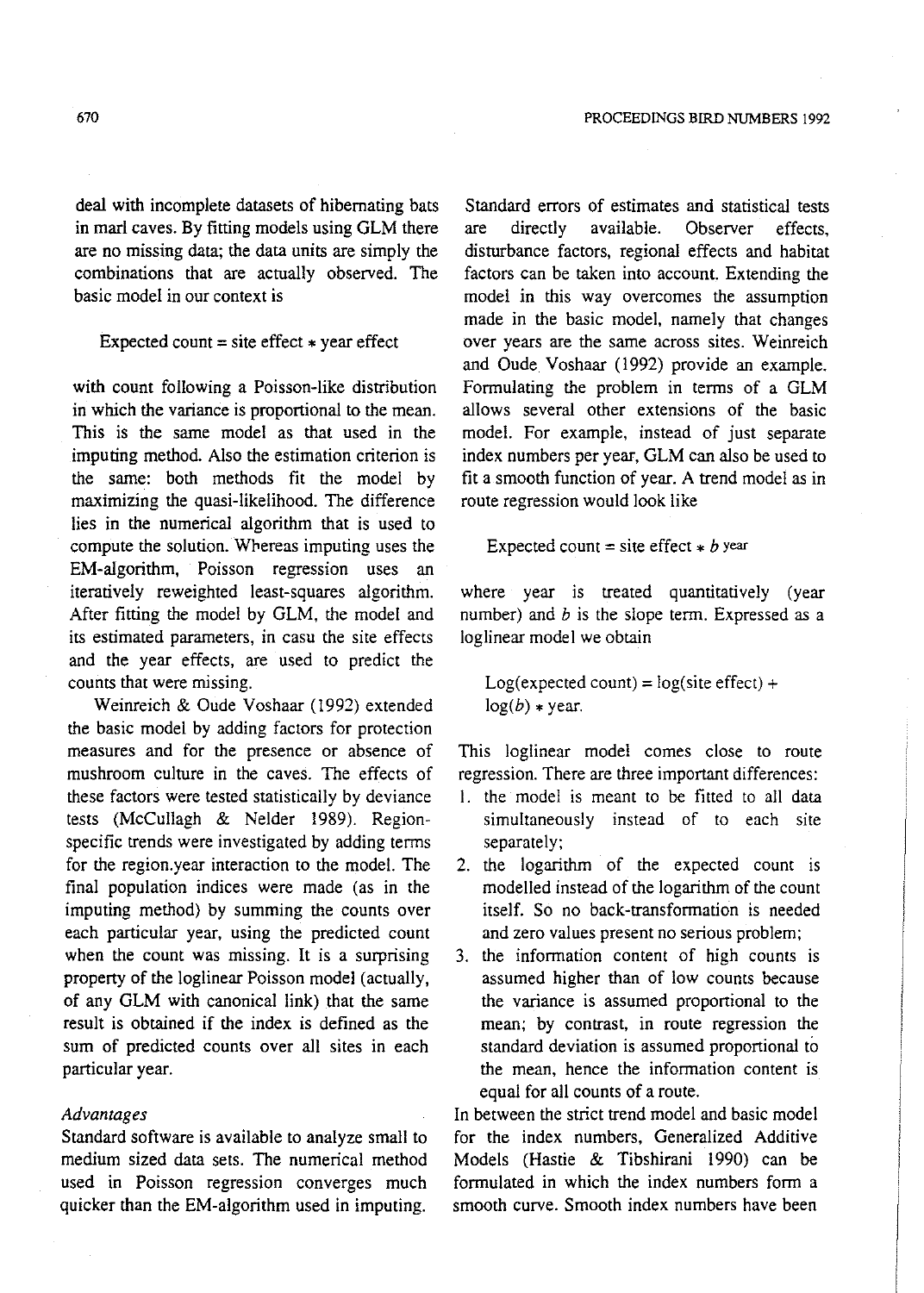deal with incomplete datasets of hibernating bats in marl caves. By fitting models using GLM there are no missing data; the data units are simply the combinations that are actually observed. The basic model in our context is

$$\text{Expected count} = \text{site effect} * \text{year effect}$$

with count following a Poisson-like distribution in which the variance is proportional to the mean. This is the same model as that used in the imputing method. Also the estimation criterion is the same: both methods fit the model by maximizing the quasi-likelihood. The difference lies in the numerical algorithm that is used to compute the solution. Whereas imputing uses the EM-algorithm, Poisson regression uses an iteratively reweighted least-squares algorithm. After fitting the model by GLM, the model and its estimated parameters, in casu the site effects and the year effects, are used to predict the counts that were missing.

Weinreich & Oude Voshaar (1992) extended the basic model by adding factors for protection measures and for the presence or absence of mushroom culture in the caves. The effects of these factors were tested statistically by deviance tests (McCullagh & Nelder 1989). Region-specific trends were investigated by adding terms for the region.year interaction to the model. The final population indices were made (as in the imputing method) by summing the counts over each particular year, using the predicted count when the count was missing. It is a surprising property of the loglinear Poisson model (actually, of any GLM with canonical link) that the same result is obtained if the index is defined as the sum of predicted counts over all sites in each particular year.

*Advantages*

Standard software is available to analyze small to medium sized data sets. The numerical method used in Poisson regression converges much quicker than the EM-algorithm used in imputing. Standard errors of estimates and statistical tests are directly available. Observer effects, disturbance factors, regional effects and habitat factors can be taken into account. Extending the model in this way overcomes the assumption made in the basic model, namely that changes over years are the same across sites. Weinreich and Oude Voshaar (1992) provide an example. Formulating the problem in terms of a GLM allows several other extensions of the basic model. For example, instead of just separate index numbers per year, GLM can also be used to fit a smooth function of year. A trend model as in route regression would look like

$$\text{Expected count} = \text{site effect} * b^{\text{year}}$$

where year is treated quantitatively (year number) and $b$ is the slope term. Expressed as a loglinear model we obtain

$$\text{Log(expected count)} = \text{log(site effect)} + \log(b) * \text{year}.$$

This loglinear model comes close to route regression. There are three important differences:

1. the model is meant to be fitted to all data simultaneously instead of to each site separately;
2. the logarithm of the expected count is modelled instead of the logarithm of the count itself. So no back-transformation is needed and zero values present no serious problem;
3. the information content of high counts is assumed higher than of low counts because the variance is assumed proportional to the mean; by contrast, in route regression the standard deviation is assumed proportional to the mean, hence the information content is equal for all counts of a route.

In between the strict trend model and basic model for the index numbers, Generalized Additive Models (Hastie & Tibshirani 1990) can be formulated in which the index numbers form a smooth curve. Smooth index numbers have been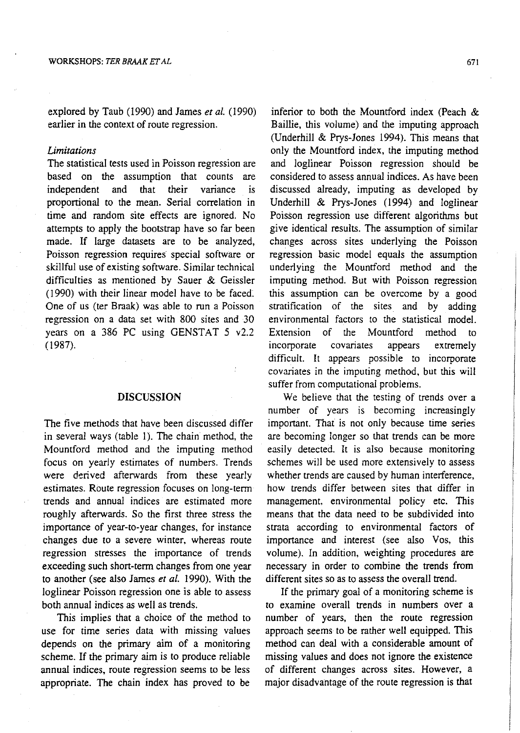explored by Taub (1990) and James *et al.* (1990) earlier in the context of route regression.

*Limitations*

The statistical tests used in Poisson regression are based on the assumption that counts are independent and that their variance is proportional to the mean. Serial correlation in time and random site effects are ignored. No attempts to apply the bootstrap have so far been made. If large datasets are to be analyzed, Poisson regression requires special software or skillful use of existing software. Similar technical difficulties as mentioned by Sauer & Geissler (1990) with their linear model have to be faced. One of us (ter Braak) was able to run a Poisson regression on a data set with 800 sites and 30 years on a 386 PC using GENSTAT 5 v2.2 (1987).

## DISCUSSION

The five methods that have been discussed differ in several ways (table 1). The chain method, the Mountford method and the imputing method focus on yearly estimates of numbers. Trends were derived afterwards from these yearly estimates. Route regression focuses on long-term trends and annual indices are estimated more roughly afterwards. So the first three stress the importance of year-to-year changes, for instance changes due to a severe winter, whereas route regression stresses the importance of trends exceeding such short-term changes from one year to another (see also James *et al.* 1990). With the loglinear Poisson regression one is able to assess both annual indices as well as trends.

This implies that a choice of the method to use for time series data with missing values depends on the primary aim of a monitoring scheme. If the primary aim is to produce reliable annual indices, route regression seems to be less appropriate. The chain index has proved to be inferior to both the Mountford index (Peach & Baillie, this volume) and the imputing approach (Underhill & Prys-Jones 1994). This means that only the Mountford index, the imputing method and loglinear Poisson regression should be considered to assess annual indices. As have been discussed already, imputing as developed by Underhill & Prys-Jones (1994) and loglinear Poisson regression use different algorithms but give identical results. The assumption of similar changes across sites underlying the Poisson regression basic model equals the assumption underlying the Mountford method and the imputing method. But with Poisson regression this assumption can be overcome by a good stratification of the sites and by adding environmental factors to the statistical model. Extension of the Mountford method to incorporate covariates appears extremely difficult. It appears possible to incorporate covariates in the imputing method, but this will suffer from computational problems.

We believe that the testing of trends over a number of years is becoming increasingly important. That is not only because time series are becoming longer so that trends can be more easily detected. It is also because monitoring schemes will be used more extensively to assess whether trends are caused by human interference, how trends differ between sites that differ in management, environmental policy etc. This means that the data need to be subdivided into strata according to environmental factors of importance and interest (see also Vos, this volume). In addition, weighting procedures are necessary in order to combine the trends from different sites so as to assess the overall trend.

If the primary goal of a monitoring scheme is to examine overall trends in numbers over a number of years, then the route regression approach seems to be rather well equipped. This method can deal with a considerable amount of missing values and does not ignore the existence of different changes across sites. However, a major disadvantage of the route regression is that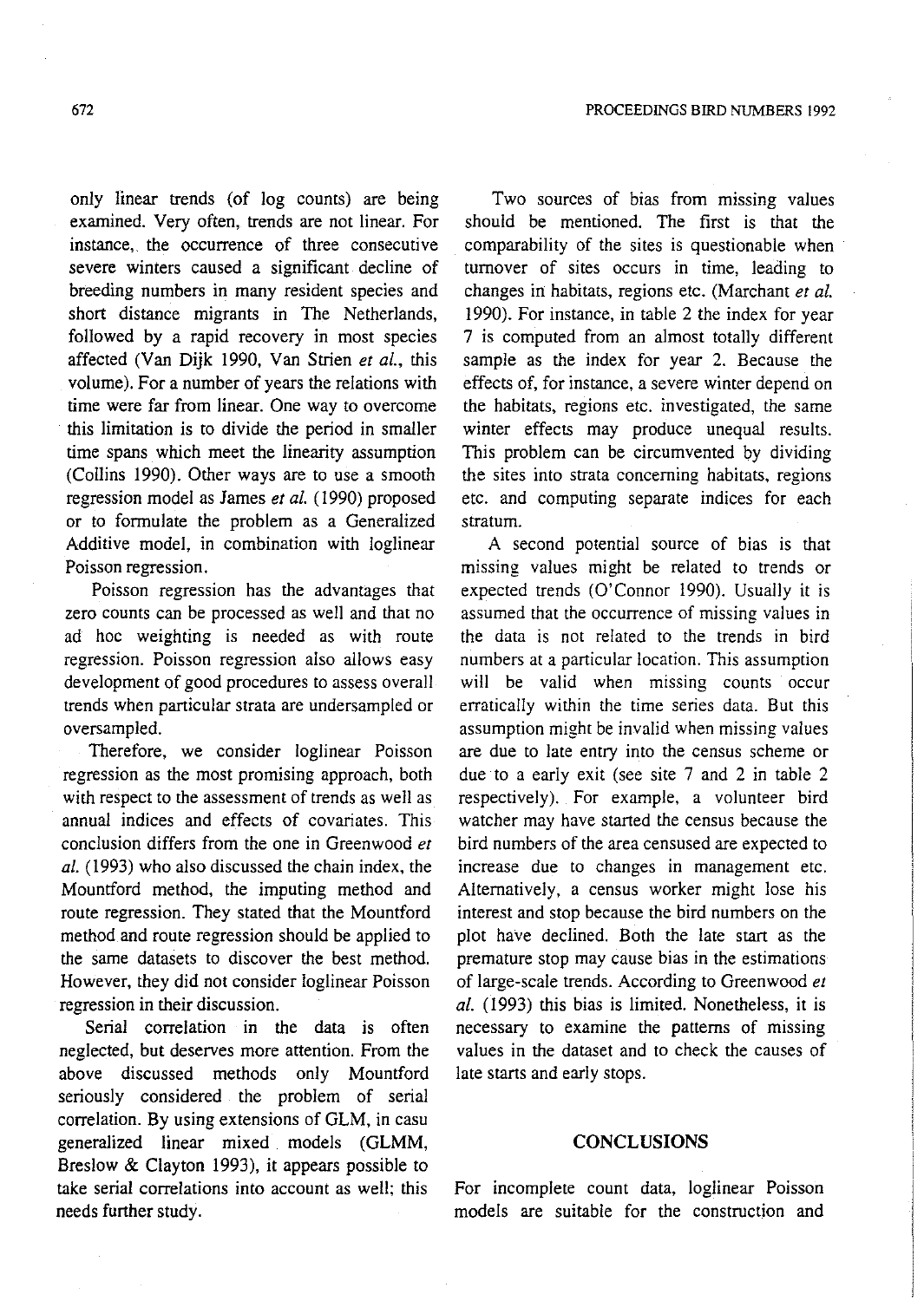only linear trends (of log counts) are being examined. Very often, trends are not linear. For instance, the occurrence of three consecutive severe winters caused a significant decline of breeding numbers in many resident species and short distance migrants in The Netherlands, followed by a rapid recovery in most species affected (Van Dijk 1990, Van Strien *et al.*, this volume). For a number of years the relations with time were far from linear. One way to overcome this limitation is to divide the period in smaller time spans which meet the linearity assumption (Collins 1990). Other ways are to use a smooth regression model as James *et al.* (1990) proposed or to formulate the problem as a Generalized Additive model, in combination with loglinear Poisson regression.

Poisson regression has the advantages that zero counts can be processed as well and that no ad hoc weighting is needed as with route regression. Poisson regression also allows easy development of good procedures to assess overall trends when particular strata are undersampled or oversampled.

Therefore, we consider loglinear Poisson regression as the most promising approach, both with respect to the assessment of trends as well as annual indices and effects of covariates. This conclusion differs from the one in Greenwood *et al.* (1993) who also discussed the chain index, the Mountford method, the imputing method and route regression. They stated that the Mountford method and route regression should be applied to the same datasets to discover the best method. However, they did not consider loglinear Poisson regression in their discussion.

Serial correlation in the data is often neglected, but deserves more attention. From the above discussed methods only Mountford seriously considered the problem of serial correlation. By using extensions of GLM, in casu generalized linear mixed models (GLMM, Breslow & Clayton 1993), it appears possible to take serial correlations into account as well; this needs further study.

Two sources of bias from missing values should be mentioned. The first is that the comparability of the sites is questionable when turnover of sites occurs in time, leading to changes in habitats, regions etc. (Marchant *et al.* 1990). For instance, in table 2 the index for year 7 is computed from an almost totally different sample as the index for year 2. Because the effects of, for instance, a severe winter depend on the habitats, regions etc. investigated, the same winter effects may produce unequal results. This problem can be circumvented by dividing the sites into strata concerning habitats, regions etc. and computing separate indices for each stratum.

A second potential source of bias is that missing values might be related to trends or expected trends (O'Connor 1990). Usually it is assumed that the occurrence of missing values in the data is not related to the trends in bird numbers at a particular location. This assumption will be valid when missing counts occur erratically within the time series data. But this assumption might be invalid when missing values are due to late entry into the census scheme or due to a early exit (see site 7 and 2 in table 2 respectively). For example, a volunteer bird watcher may have started the census because the bird numbers of the area censused are expected to increase due to changes in management etc. Alternatively, a census worker might lose his interest and stop because the bird numbers on the plot have declined. Both the late start as the premature stop may cause bias in the estimations of large-scale trends. According to Greenwood *et al.* (1993) this bias is limited. Nonetheless, it is necessary to examine the patterns of missing values in the dataset and to check the causes of late starts and early stops.

## CONCLUSIONS

For incomplete count data, loglinear Poisson models are suitable for the construction and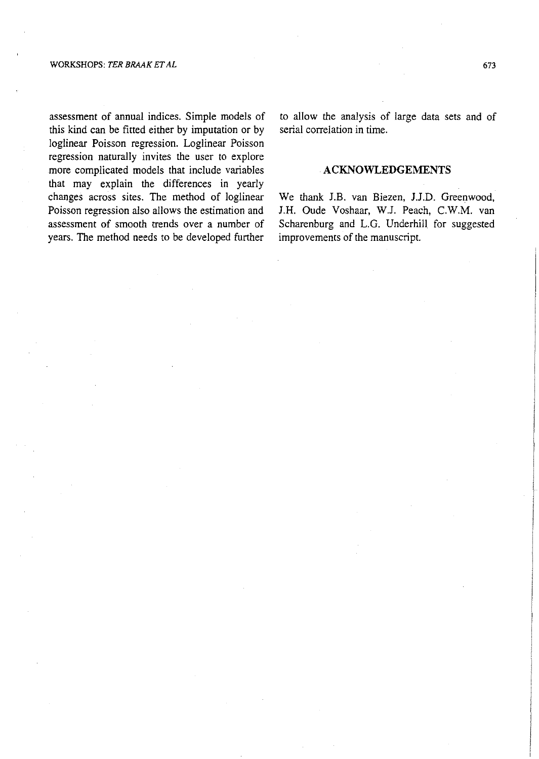assessment of annual indices. Simple models of this kind can be fitted either by imputation or by loglinear Poisson regression. Loglinear Poisson regression naturally invites the user to explore more complicated models that include variables that may explain the differences in yearly changes across sites. The method of loglinear Poisson regression also allows the estimation and assessment of smooth trends over a number of years. The method needs to be developed further to allow the analysis of large data sets and of serial correlation in time.

## ACKNOWLEDGEMENTS

We thank J.B. van Biezen, J.J.D. Greenwood, J.H. Oude Voshaar, W.J. Peach, C.W.M. van Scharenburg and L.G. Underhill for suggested improvements of the manuscript.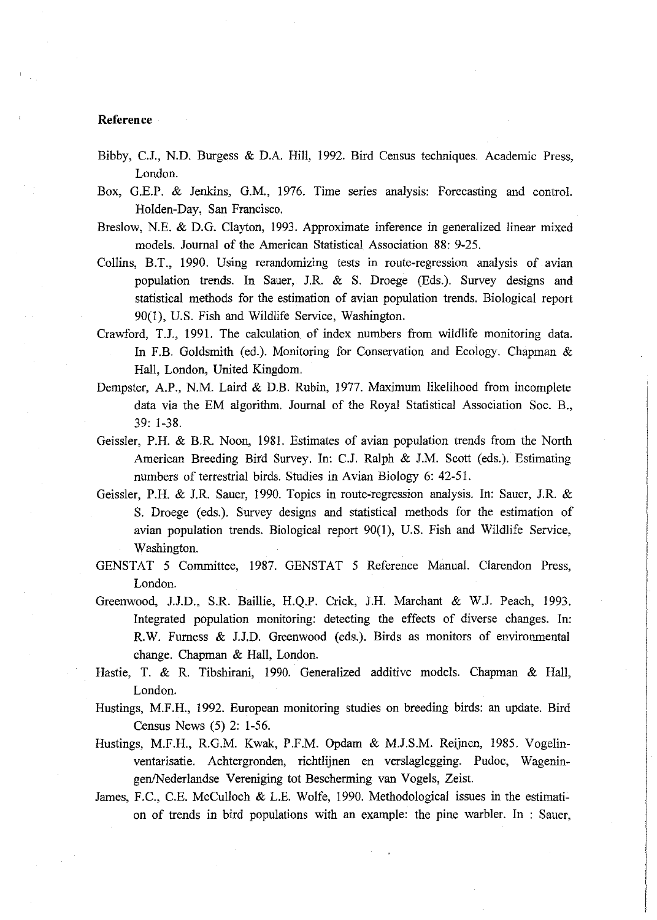**Reference**

Bibby, C.J., N.D. Burgess & D.A. Hill, 1992. Bird Census techniques. Academic Press, London.

Box, G.E.P. & Jenkins, G.M., 1976. Time series analysis: Forecasting and control. Holden-Day, San Francisco.

Breslow, N.E. & D.G. Clayton, 1993. Approximate inference in generalized linear mixed models. Journal of the American Statistical Association 88: 9-25.

Collins, B.T., 1990. Using rerandomizing tests in route-regression analysis of avian population trends. In Sauer, J.R. & S. Droege (Eds.). Survey designs and statistical methods for the estimation of avian population trends. Biological report 90(1), U.S. Fish and Wildlife Service, Washington.

Crawford, T.J., 1991. The calculation of index numbers from wildlife monitoring data. In F.B. Goldsmith (ed.). Monitoring for Conservation and Ecology. Chapman & Hall, London, United Kingdom.

Dempster, A.P., N.M. Laird & D.B. Rubin, 1977. Maximum likelihood from incomplete data via the EM algorithm. Journal of the Royal Statistical Association Soc. B., 39: 1-38.

Geissler, P.H. & B.R. Noon, 1981. Estimates of avian population trends from the North American Breeding Bird Survey. In: C.J. Ralph & J.M. Scott (eds.). Estimating numbers of terrestrial birds. Studies in Avian Biology 6: 42-51.

Geissler, P.H. & J.R. Sauer, 1990. Topics in route-regression analysis. In: Sauer, J.R. & S. Droege (eds.). Survey designs and statistical methods for the estimation of avian population trends. Biological report 90(1), U.S. Fish and Wildlife Service, Washington.

GENSTAT 5 Committee, 1987. GENSTAT 5 Reference Manual. Clarendon Press, London.

Greenwood, J.J.D., S.R. Baillie, H.Q.P. Crick, J.H. Marchant & W.J. Peach, 1993. Integrated population monitoring: detecting the effects of diverse changes. In: R.W. Furness & J.J.D. Greenwood (eds.). Birds as monitors of environmental change. Chapman & Hall, London.

Hastie, T. & R. Tibshirani, 1990. Generalized additive models. Chapman & Hall, London.

Hustings, M.F.H., 1992. European monitoring studies on breeding birds: an update. Bird Census News (5) 2: 1-56.

Hustings, M.F.H., R.G.M. Kwak, P.F.M. Opdam & M.J.S.M. Reijnen, 1985. Vogelinventarisatie. Achtergronden, richtlijnen en verslaglegging. Pudoc, Wageningen/Nederlandse Vereniging tot Bescherming van Vogels, Zeist.

James, F.C., C.E. McCulloch & L.E. Wolfe, 1990. Methodological issues in the estimation of trends in bird populations with an example: the pine warbler. In : Sauer,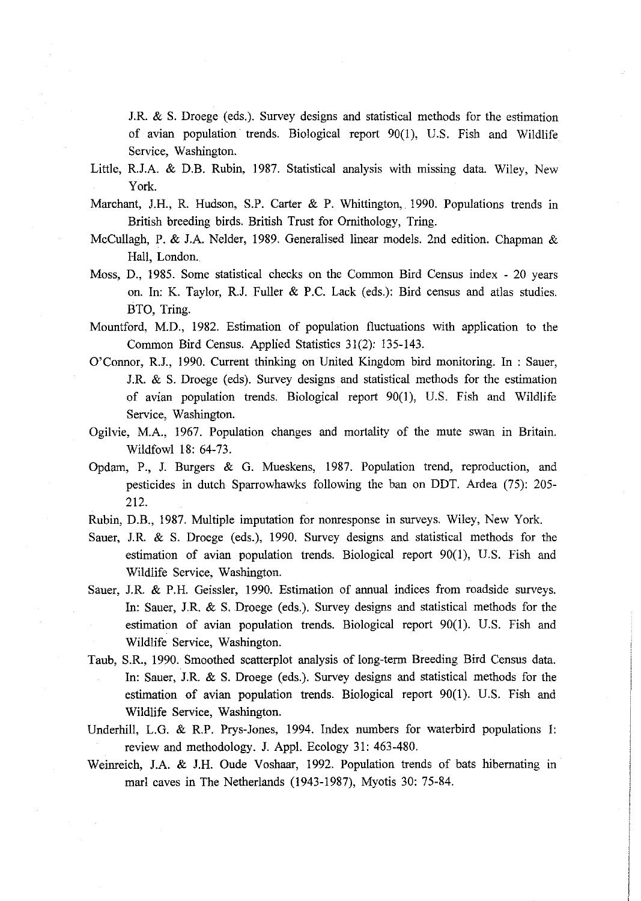J.R. & S. Droege (eds.). Survey designs and statistical methods for the estimation of avian population trends. Biological report 90(1), U.S. Fish and Wildlife Service, Washington.

Little, R.J.A. & D.B. Rubin, 1987. Statistical analysis with missing data. Wiley, New York.

Marchant, J.H., R. Hudson, S.P. Carter & P. Whittington, 1990. Populations trends in British breeding birds. British Trust for Ornithology, Tring.

McCullagh, P. & J.A. Nelder, 1989. Generalised linear models. 2nd edition. Chapman & Hall, London.

Moss, D., 1985. Some statistical checks on the Common Bird Census index - 20 years on. In: K. Taylor, R.J. Fuller & P.C. Lack (eds.): Bird census and atlas studies. BTO, Tring.

Mountford, M.D., 1982. Estimation of population fluctuations with application to the Common Bird Census. Applied Statistics 31(2): 135-143.

O'Connor, R.J., 1990. Current thinking on United Kingdom bird monitoring. In : Sauer, J.R. & S. Droege (eds). Survey designs and statistical methods for the estimation of avian population trends. Biological report 90(1), U.S. Fish and Wildlife Service, Washington.

Ogilvie, M.A., 1967. Population changes and mortality of the mute swan in Britain. Wildfowl 18: 64-73.

Opdam, P., J. Burgers & G. Mueskens, 1987. Population trend, reproduction, and pesticides in dutch Sparrowhawks following the ban on DDT. Ardea (75): 205-212.

Rubin, D.B., 1987. Multiple imputation for nonresponse in surveys. Wiley, New York.

Sauer, J.R. & S. Droege (eds.), 1990. Survey designs and statistical methods for the estimation of avian population trends. Biological report 90(1), U.S. Fish and Wildlife Service, Washington.

Sauer, J.R. & P.H. Geissler, 1990. Estimation of annual indices from roadside surveys. In: Sauer, J.R. & S. Droege (eds.). Survey designs and statistical methods for the estimation of avian population trends. Biological report 90(1). U.S. Fish and Wildlife Service, Washington.

Taub, S.R., 1990. Smoothed scatterplot analysis of long-term Breeding Bird Census data. In: Sauer, J.R. & S. Droege (eds.). Survey designs and statistical methods for the estimation of avian population trends. Biological report 90(1). U.S. Fish and Wildlife Service, Washington.

Underhill, L.G. & R.P. Prys-Jones, 1994. Index numbers for waterbird populations I: review and methodology. J. Appl. Ecology 31: 463-480.

Weinreich, J.A. & J.H. Oude Voshaar, 1992. Population trends of bats hibernating in marl caves in The Netherlands (1943-1987), Myotis 30: 75-84.